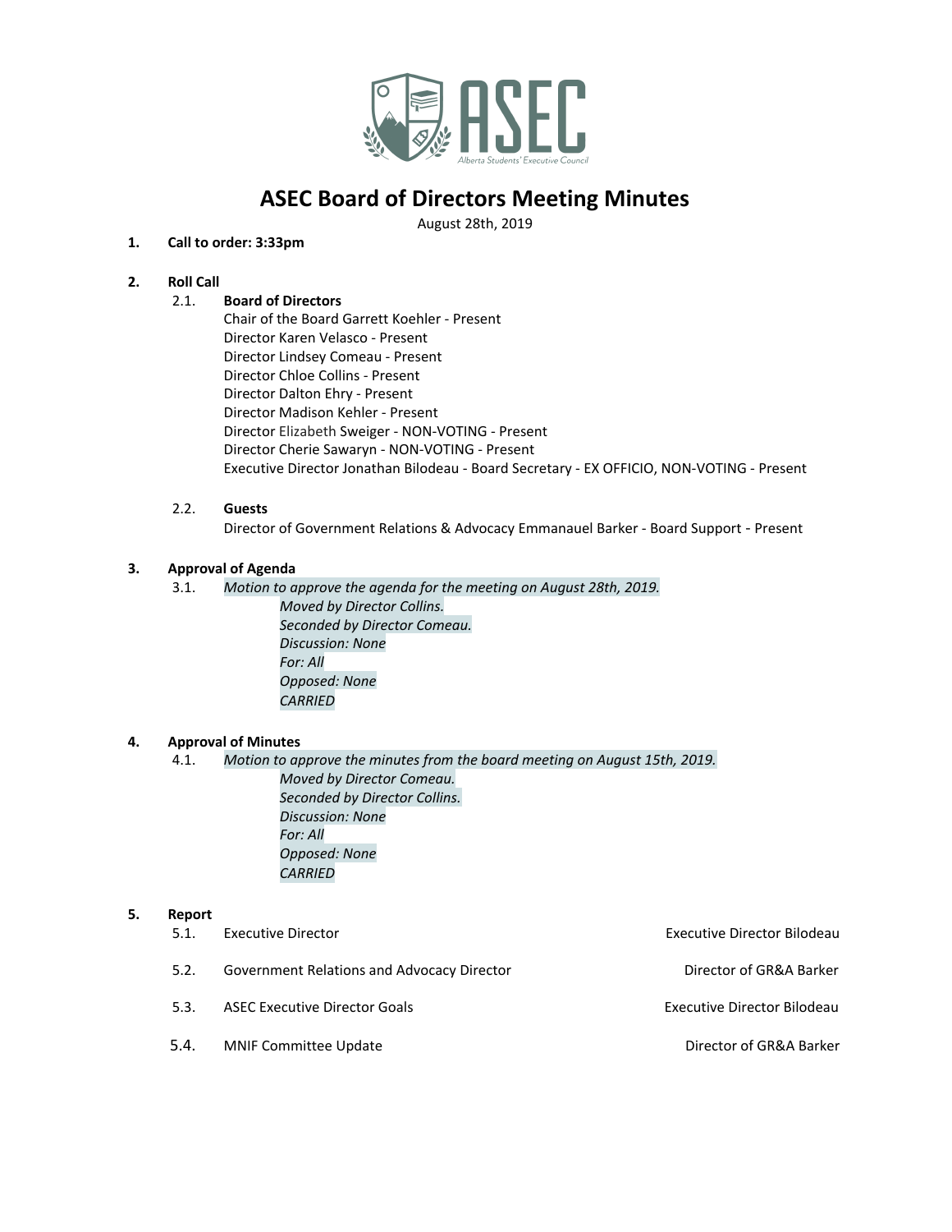# ASEC Board of Directors Meeting Minutes

August 28th, 2019

1. **Call to order: 3:33pm**

2. **Roll Call**

   2.1. **Board of Directors**

   Chair of the Board Garrett Koehler - Present
   Director Karen Velasco - Present
   Director Lindsey Comeau - Present
   Director Chloe Collins - Present
   Director Dalton Ehry - Present
   Director Madison Kehler - Present
   Director Elizabeth Sweiger - NON-VOTING - Present
   Director Cherie Sawaryn - NON-VOTING - Present
   Executive Director Jonathan Bilodeau - Board Secretary - EX OFFICIO, NON-VOTING - Present

   2.2. **Guests**

   Director of Government Relations & Advocacy Emmanauel Barker - Board Support - Present

3. **Approval of Agenda**

   3.1. *Motion to approve the agenda for the meeting on August 28th, 2019.*

   *Moved by Director Collins.*
   *Seconded by Director Comeau.*
   *Discussion: None*
   *For: All*
   *Opposed: None*
   *CARRIED*

4. **Approval of Minutes**

   4.1. *Motion to approve the minutes from the board meeting on August 15th, 2019.*

   *Moved by Director Comeau.*
   *Seconded by Director Collins.*
   *Discussion: None*
   *For: All*
   *Opposed: None*
   *CARRIED*

5. **Report**

   5.1. Executive Director — Executive Director Bilodeau

   5.2. Government Relations and Advocacy Director — Director of GR&A Barker

   5.3. ASEC Executive Director Goals — Executive Director Bilodeau

   5.4. MNIF Committee Update — Director of GR&A Barker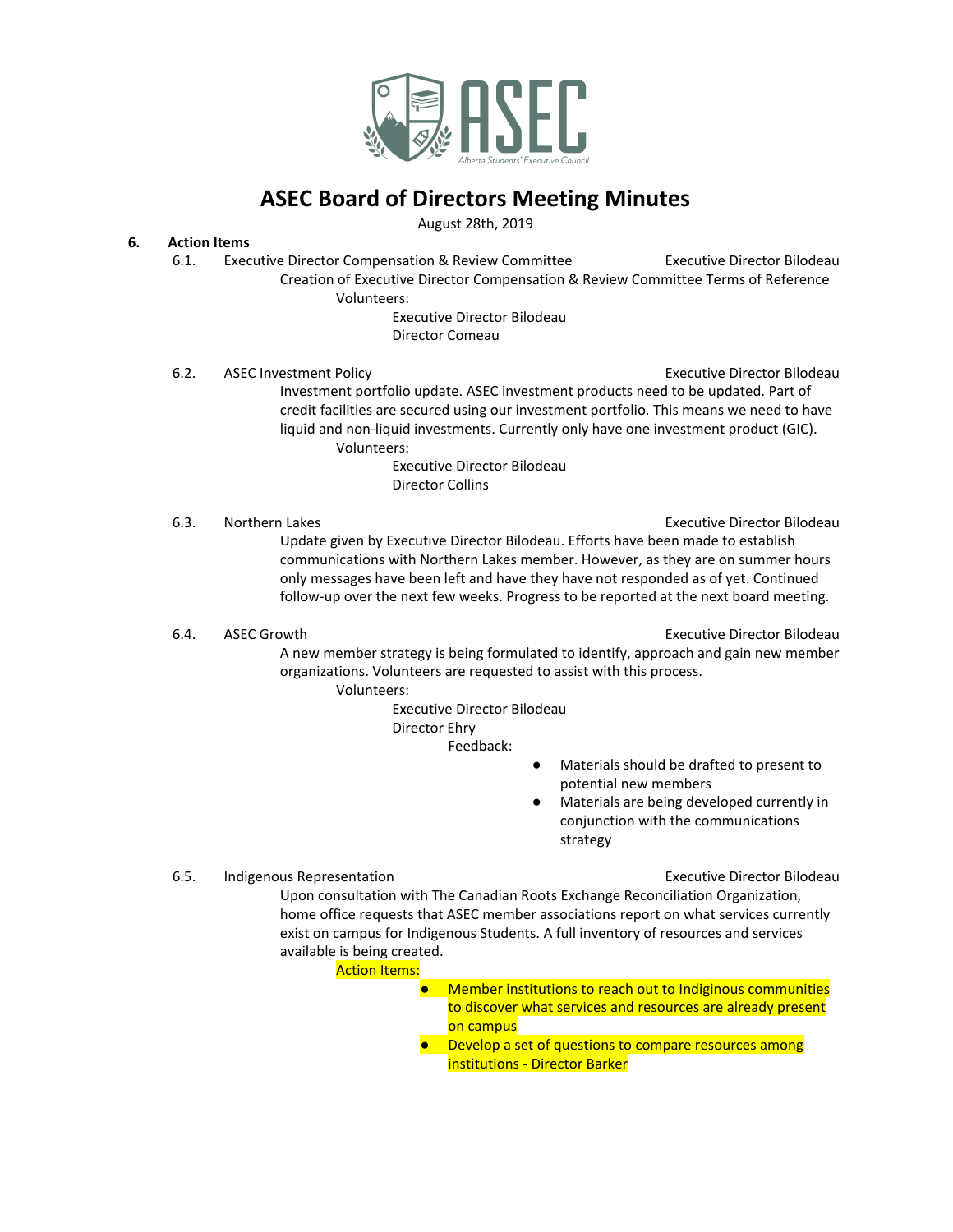# ASEC Board of Directors Meeting Minutes

August 28th, 2019

## 6. Action Items

### 6.1. Executive Director Compensation & Review Committee — Executive Director Bilodeau

Creation of Executive Director Compensation & Review Committee Terms of Reference

Volunteers:
- Executive Director Bilodeau
- Director Comeau

### 6.2. ASEC Investment Policy — Executive Director Bilodeau

Investment portfolio update. ASEC investment products need to be updated. Part of credit facilities are secured using our investment portfolio. This means we need to have liquid and non-liquid investments. Currently only have one investment product (GIC).

Volunteers:
- Executive Director Bilodeau
- Director Collins

### 6.3. Northern Lakes — Executive Director Bilodeau

Update given by Executive Director Bilodeau. Efforts have been made to establish communications with Northern Lakes member. However, as they are on summer hours only messages have been left and have they have not responded as of yet. Continued follow-up over the next few weeks. Progress to be reported at the next board meeting.

### 6.4. ASEC Growth — Executive Director Bilodeau

A new member strategy is being formulated to identify, approach and gain new member organizations. Volunteers are requested to assist with this process.

Volunteers:
- Executive Director Bilodeau
- Director Ehry

Feedback:
- Materials should be drafted to present to potential new members
- Materials are being developed currently in conjunction with the communications strategy

### 6.5. Indigenous Representation — Executive Director Bilodeau

Upon consultation with The Canadian Roots Exchange Reconciliation Organization, home office requests that ASEC member associations report on what services currently exist on campus for Indigenous Students. A full inventory of resources and services available is being created.

Action Items:
- Member institutions to reach out to Indiginous communities to discover what services and resources are already present on campus
- Develop a set of questions to compare resources among institutions - Director Barker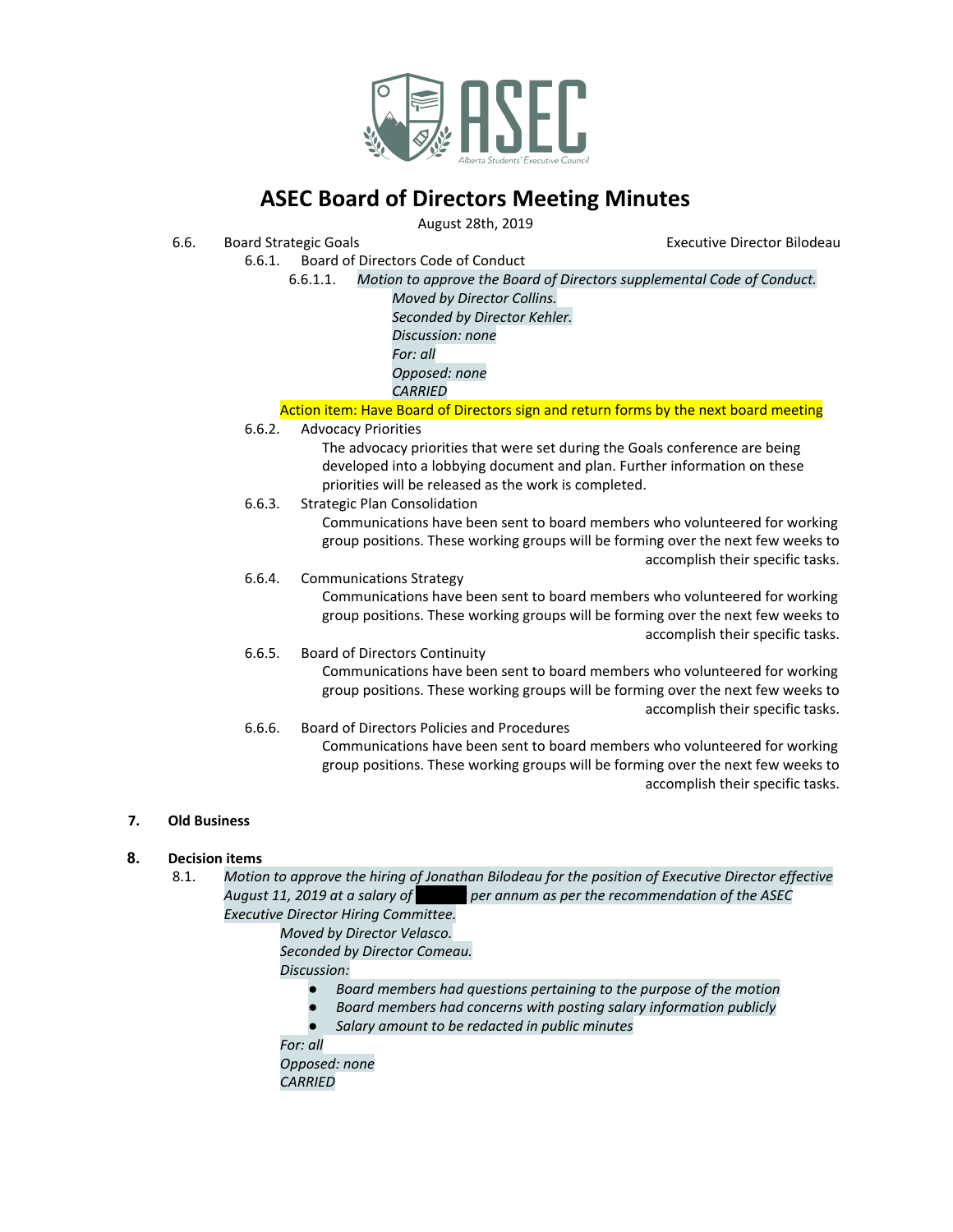# ASEC Board of Directors Meeting Minutes

August 28th, 2019

6.6. Board Strategic Goals — Executive Director Bilodeau

6.6.1. Board of Directors Code of Conduct

6.6.1.1. *Motion to approve the Board of Directors supplemental Code of Conduct.*

*Moved by Director Collins.*
*Seconded by Director Kehler.*
*Discussion: none*
*For: all*
*Opposed: none*
*CARRIED*

Action item: Have Board of Directors sign and return forms by the next board meeting

6.6.2. Advocacy Priorities

The advocacy priorities that were set during the Goals conference are being developed into a lobbying document and plan. Further information on these priorities will be released as the work is completed.

6.6.3. Strategic Plan Consolidation

Communications have been sent to board members who volunteered for working group positions. These working groups will be forming over the next few weeks to accomplish their specific tasks.

6.6.4. Communications Strategy

Communications have been sent to board members who volunteered for working group positions. These working groups will be forming over the next few weeks to accomplish their specific tasks.

6.6.5. Board of Directors Continuity

Communications have been sent to board members who volunteered for working group positions. These working groups will be forming over the next few weeks to accomplish their specific tasks.

6.6.6. Board of Directors Policies and Procedures

Communications have been sent to board members who volunteered for working group positions. These working groups will be forming over the next few weeks to accomplish their specific tasks.

## 7. Old Business

## 8. Decision items

8.1. *Motion to approve the hiring of Jonathan Bilodeau for the position of Executive Director effective August 11, 2019 at a salary of [REDACTED] per annum as per the recommendation of the ASEC Executive Director Hiring Committee.*

*Moved by Director Velasco.*
*Seconded by Director Comeau.*
*Discussion:*

- *Board members had questions pertaining to the purpose of the motion*
- *Board members had concerns with posting salary information publicly*
- *Salary amount to be redacted in public minutes*

*For: all*
*Opposed: none*
*CARRIED*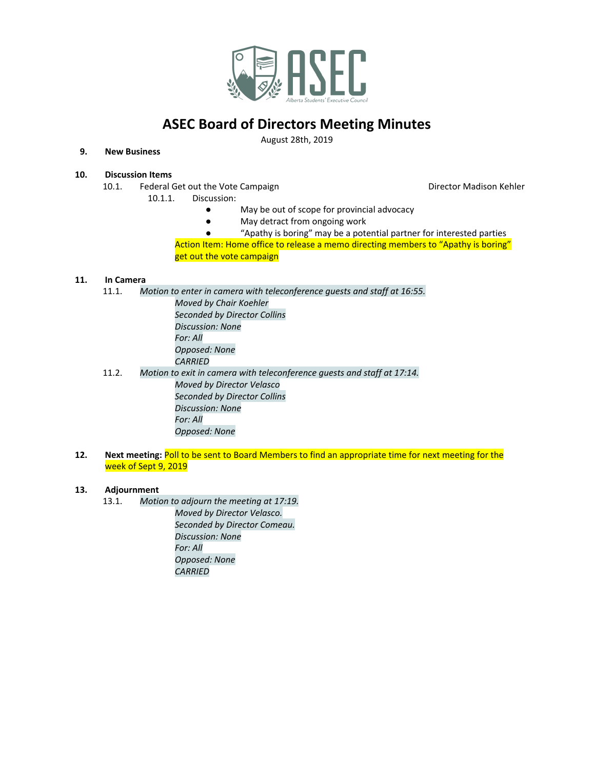ASEC

Alberta Students' Executive Council

# ASEC Board of Directors Meeting Minutes

August 28th, 2019

**9. New Business**

**10. Discussion Items**

10.1. Federal Get out the Vote Campaign — Director Madison Kehler

10.1.1. Discussion:

- May be out of scope for provincial advocacy
- May detract from ongoing work
- "Apathy is boring" may be a potential partner for interested parties

Action Item: Home office to release a memo directing members to "Apathy is boring" get out the vote campaign

**11. In Camera**

11.1. *Motion to enter in camera with teleconference guests and staff at 16:55.*

*Moved by Chair Koehler*
*Seconded by Director Collins*
*Discussion: None*
*For: All*
*Opposed: None*
*CARRIED*

11.2. *Motion to exit in camera with teleconference guests and staff at 17:14.*

*Moved by Director Velasco*
*Seconded by Director Collins*
*Discussion: None*
*For: All*
*Opposed: None*

**12. Next meeting:** Poll to be sent to Board Members to find an appropriate time for next meeting for the week of Sept 9, 2019

**13. Adjournment**

13.1. *Motion to adjourn the meeting at 17:19.*

*Moved by Director Velasco.*
*Seconded by Director Comeau.*
*Discussion: None*
*For: All*
*Opposed: None*
*CARRIED*